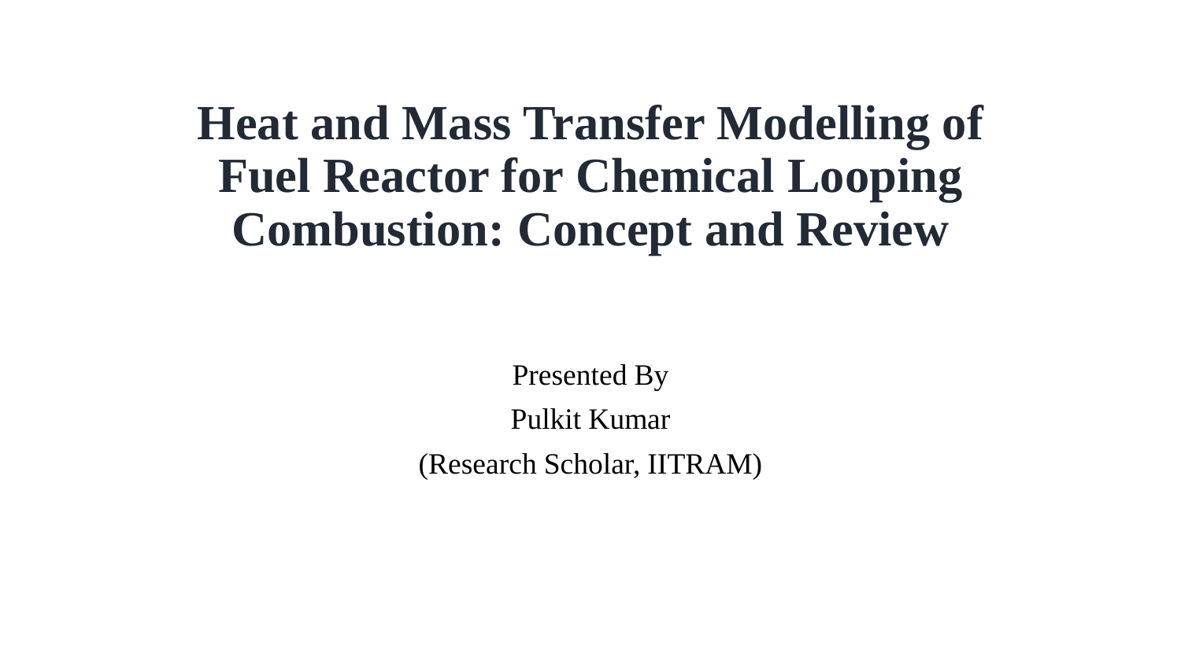# Heat and Mass Transfer Modelling of Fuel Reactor for Chemical Looping Combustion: Concept and Review

Presented By

Pulkit Kumar

(Research Scholar, IITRAM)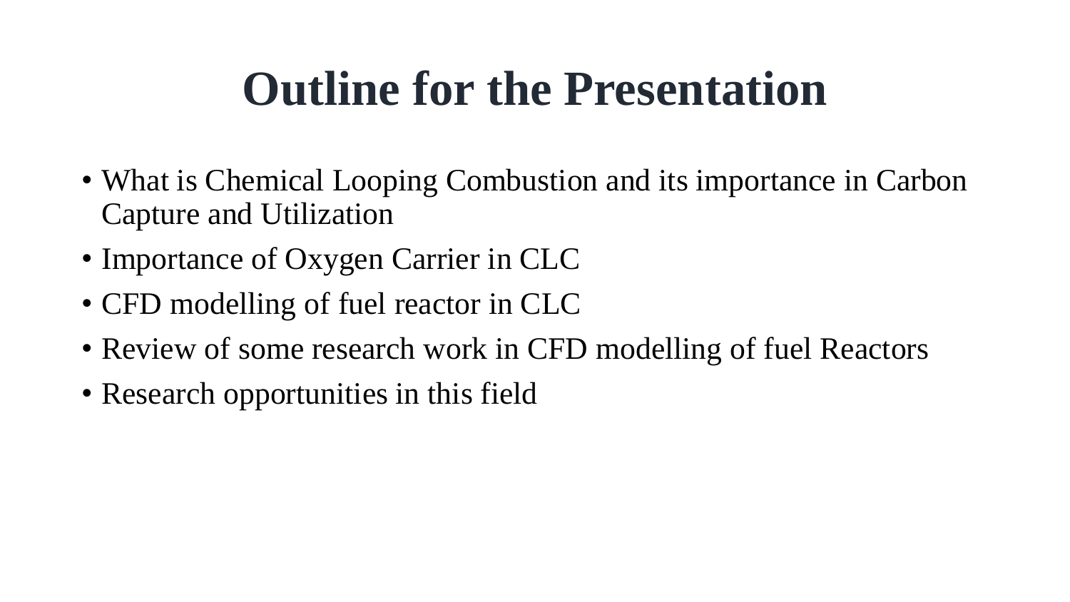# Outline for the Presentation

- What is Chemical Looping Combustion and its importance in Carbon Capture and Utilization
- Importance of Oxygen Carrier in CLC
- CFD modelling of fuel reactor in CLC
- Review of some research work in CFD modelling of fuel Reactors
- Research opportunities in this field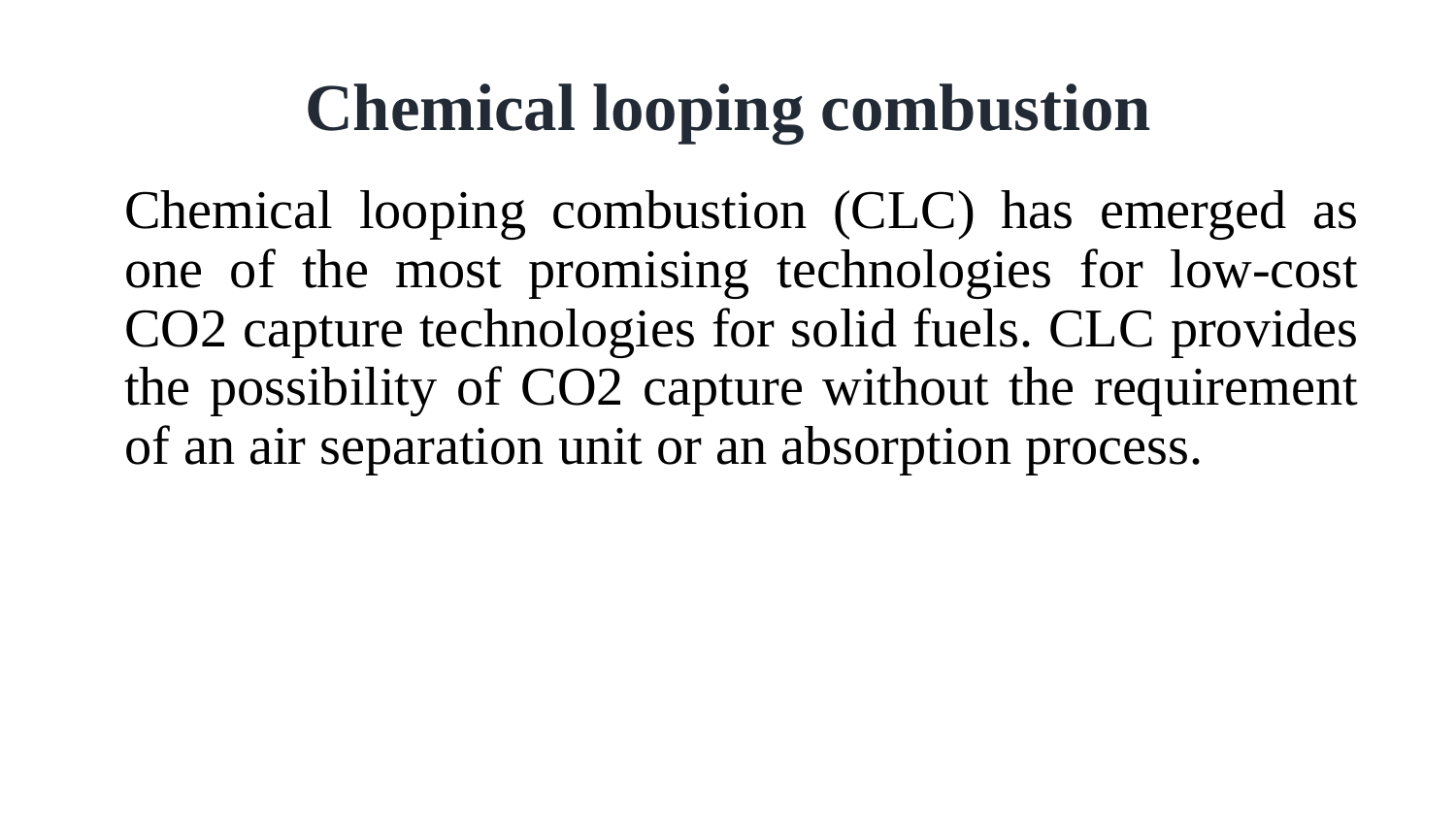# Chemical looping combustion

Chemical looping combustion (CLC) has emerged as one of the most promising technologies for low-cost $CO_2$ capture technologies for solid fuels. CLC provides the possibility of $CO_2$ capture without the requirement of an air separation unit or an absorption process.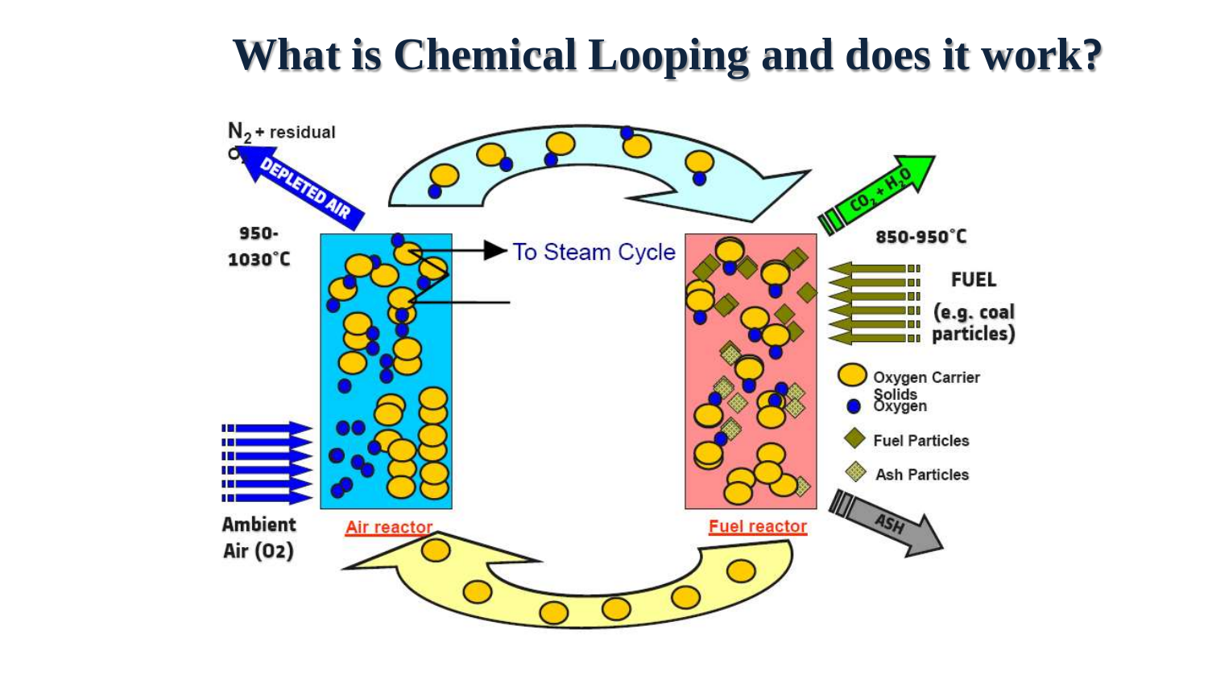# What is Chemical Looping and does it work?

$N_2$ + residual $O_2$

DEPLETED AIR

950-1030°C

To Steam Cycle

$CO_2 + H_2O$

850-950°C

FUEL (e.g. coal particles)

Oxygen Carrier Solids

Oxygen

Fuel Particles

Ash Particles

ASH

Ambient Air (O2)

Air reactor

Fuel reactor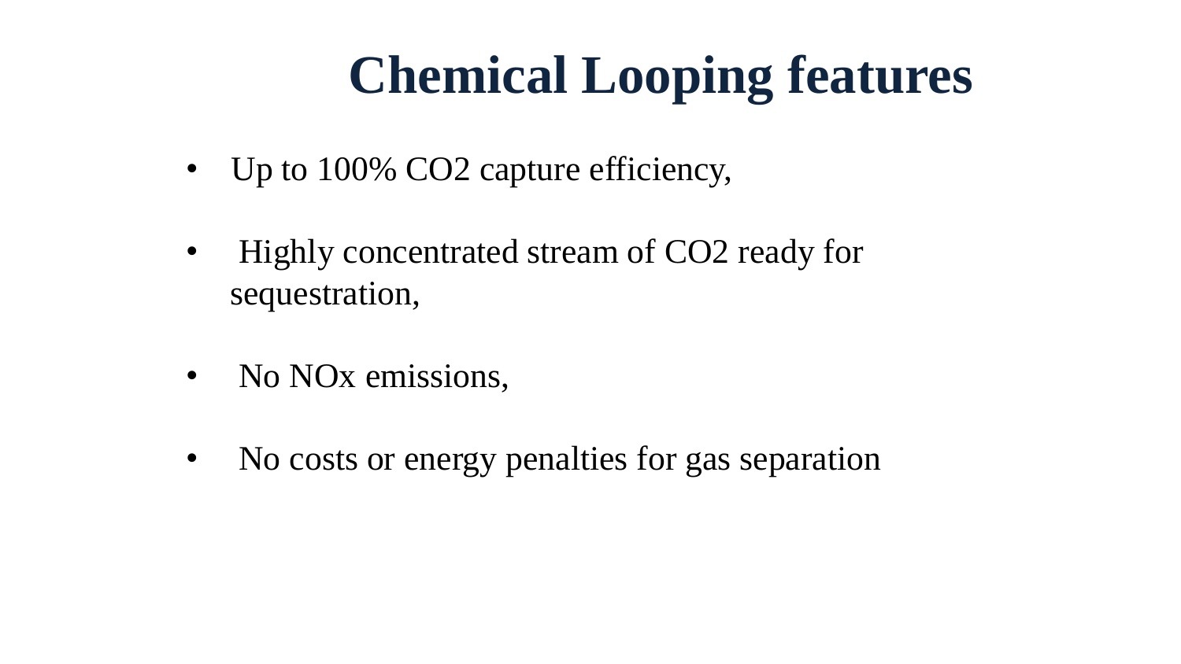# Chemical Looping features

- Up to 100% $CO_2$ capture efficiency,
- Highly concentrated stream of $CO_2$ ready for sequestration,
- No $NO_x$ emissions,
- No costs or energy penalties for gas separation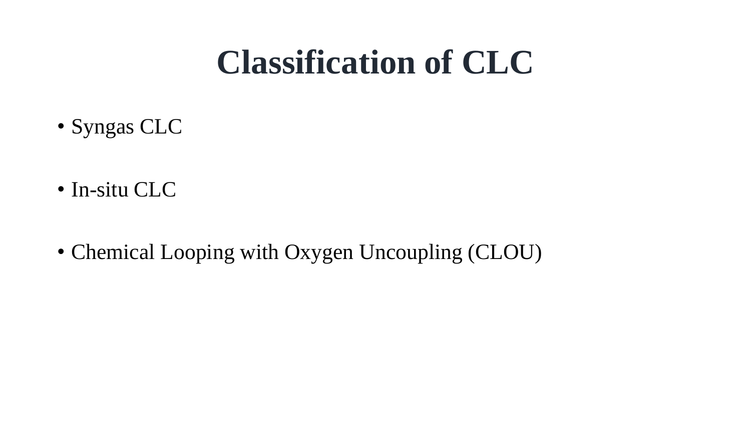# Classification of CLC

- Syngas CLC
- In-situ CLC
- Chemical Looping with Oxygen Uncoupling (CLOU)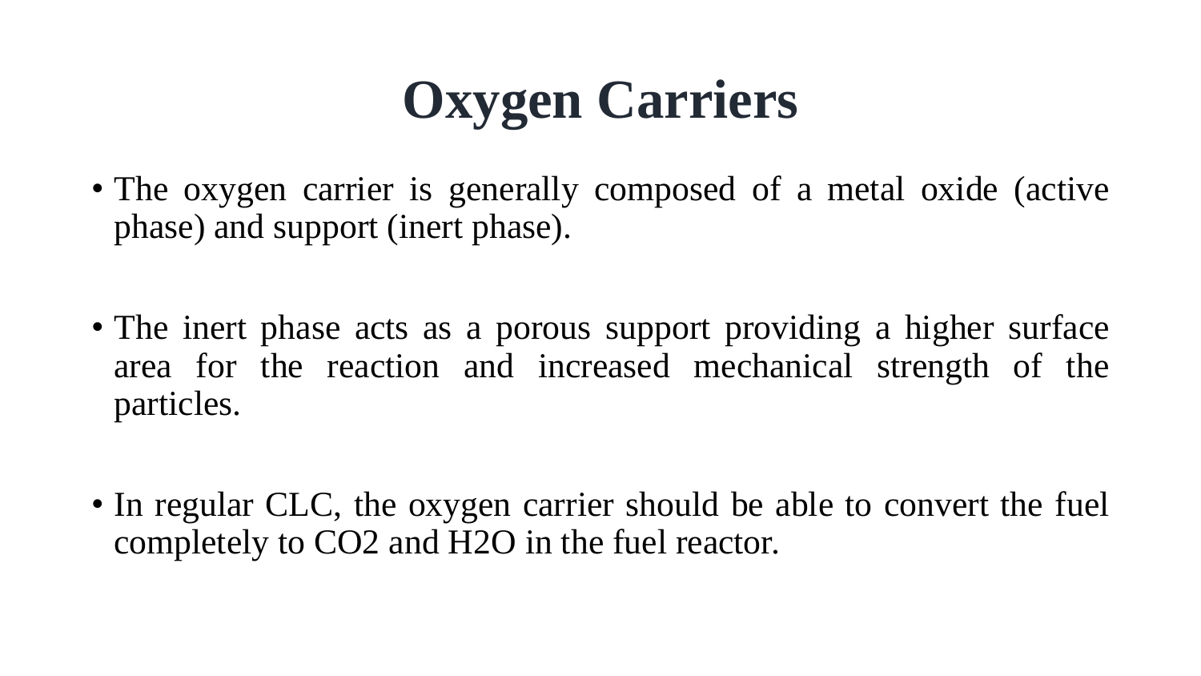# Oxygen Carriers

- The oxygen carrier is generally composed of a metal oxide (active phase) and support (inert phase).

- The inert phase acts as a porous support providing a higher surface area for the reaction and increased mechanical strength of the particles.

- In regular CLC, the oxygen carrier should be able to convert the fuel completely to $CO_2$ and $H_2O$ in the fuel reactor.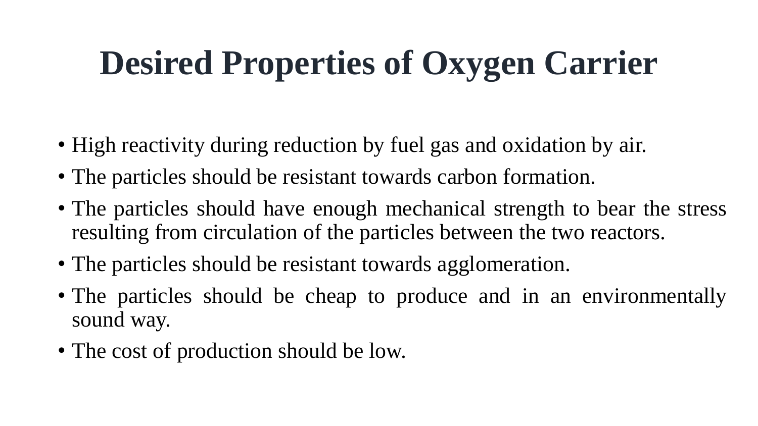# Desired Properties of Oxygen Carrier

- High reactivity during reduction by fuel gas and oxidation by air.
- The particles should be resistant towards carbon formation.
- The particles should have enough mechanical strength to bear the stress resulting from circulation of the particles between the two reactors.
- The particles should be resistant towards agglomeration.
- The particles should be cheap to produce and in an environmentally sound way.
- The cost of production should be low.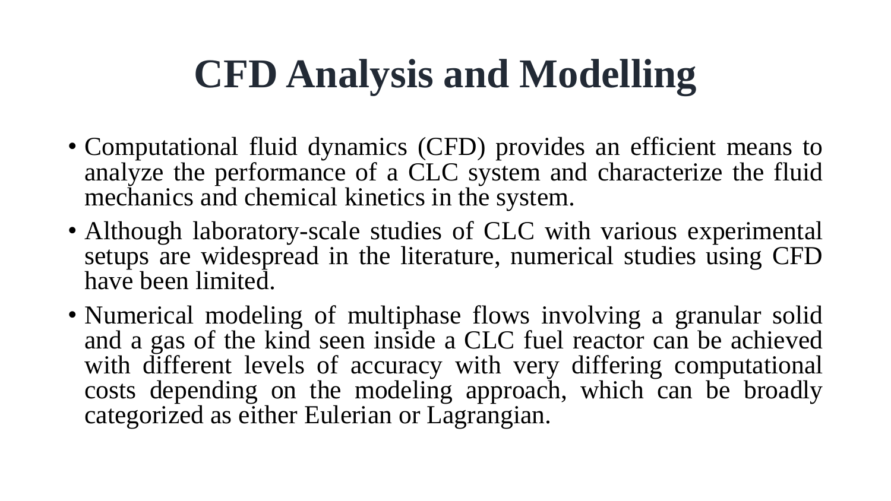# CFD Analysis and Modelling

- Computational fluid dynamics (CFD) provides an efficient means to analyze the performance of a CLC system and characterize the fluid mechanics and chemical kinetics in the system.
- Although laboratory-scale studies of CLC with various experimental setups are widespread in the literature, numerical studies using CFD have been limited.
- Numerical modeling of multiphase flows involving a granular solid and a gas of the kind seen inside a CLC fuel reactor can be achieved with different levels of accuracy with very differing computational costs depending on the modeling approach, which can be broadly categorized as either Eulerian or Lagrangian.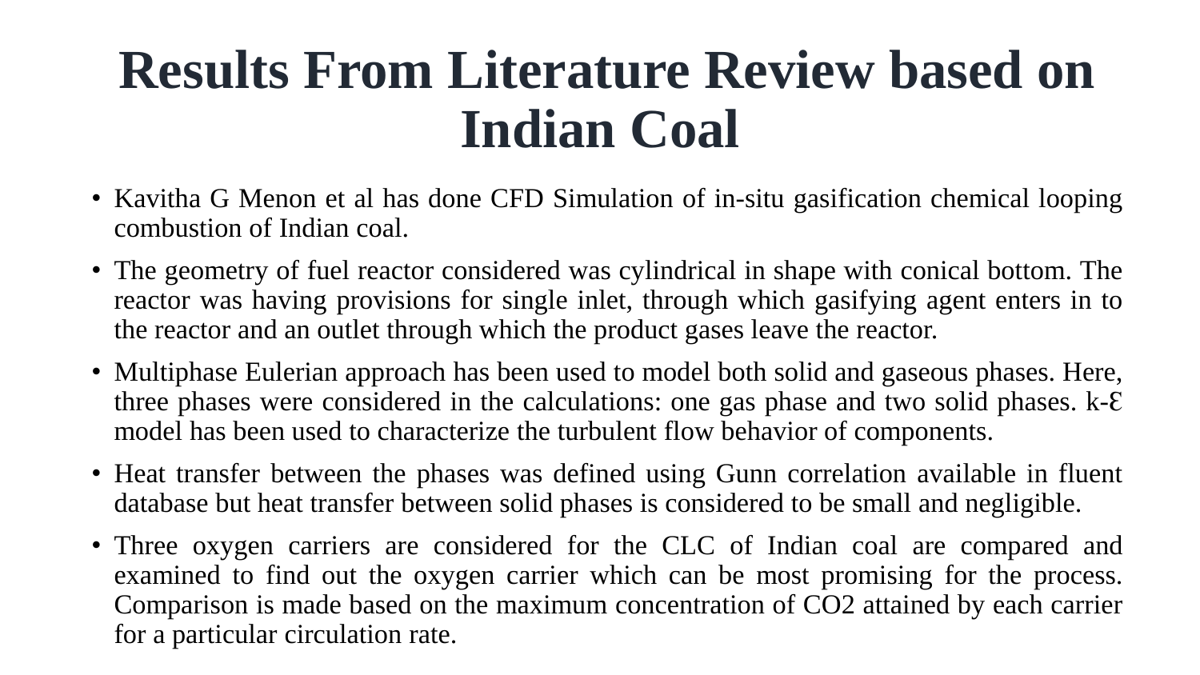# Results From Literature Review based on Indian Coal

- Kavitha G Menon et al has done CFD Simulation of in-situ gasification chemical looping combustion of Indian coal.
- The geometry of fuel reactor considered was cylindrical in shape with conical bottom. The reactor was having provisions for single inlet, through which gasifying agent enters in to the reactor and an outlet through which the product gases leave the reactor.
- Multiphase Eulerian approach has been used to model both solid and gaseous phases. Here, three phases were considered in the calculations: one gas phase and two solid phases. k-Ɛ model has been used to characterize the turbulent flow behavior of components.
- Heat transfer between the phases was defined using Gunn correlation available in fluent database but heat transfer between solid phases is considered to be small and negligible.
- Three oxygen carriers are considered for the CLC of Indian coal are compared and examined to find out the oxygen carrier which can be most promising for the process. Comparison is made based on the maximum concentration of $CO_2$ attained by each carrier for a particular circulation rate.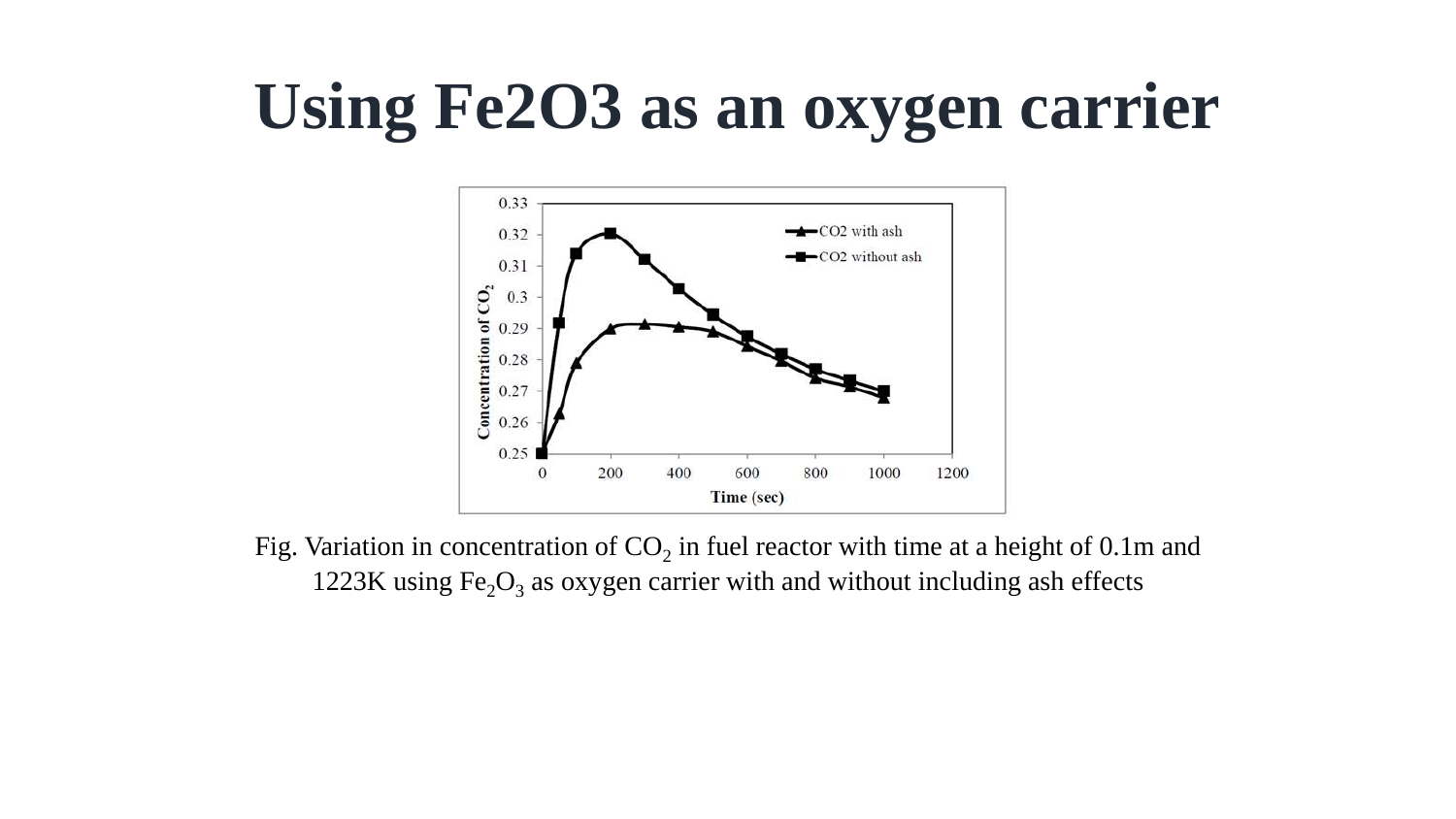# Using Fe2O3 as an oxygen carrier

Fig. Variation in concentration of $CO_2$ in fuel reactor with time at a height of 0.1m and 1223K using $Fe_2O_3$ as oxygen carrier with and without including ash effects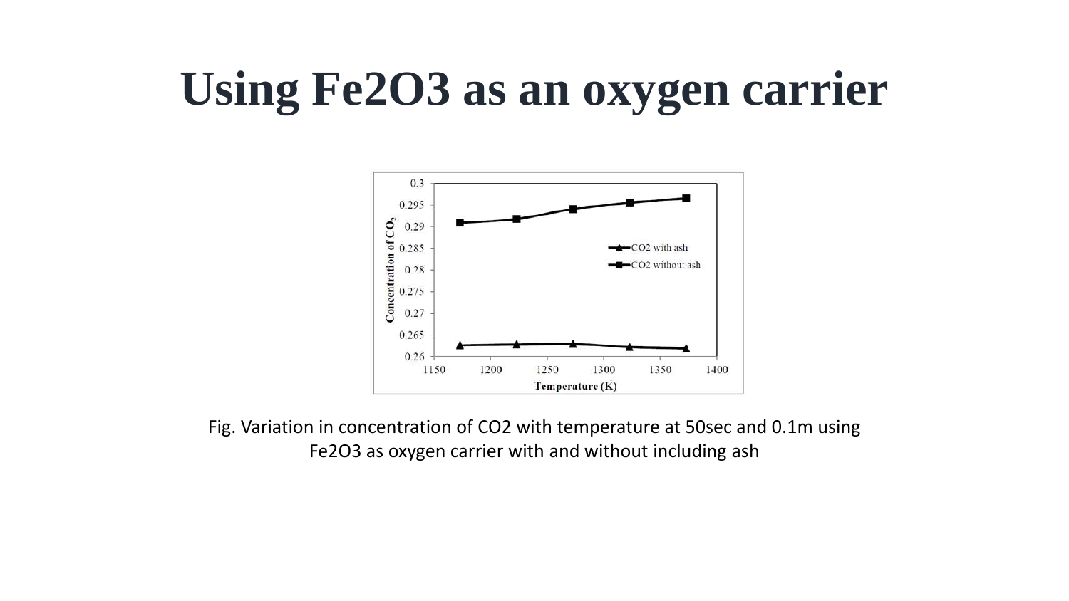# Using $Fe_2O_3$ as an oxygen carrier

Fig. Variation in concentration of $CO_2$ with temperature at 50sec and 0.1m using $Fe_2O_3$ as oxygen carrier with and without including ash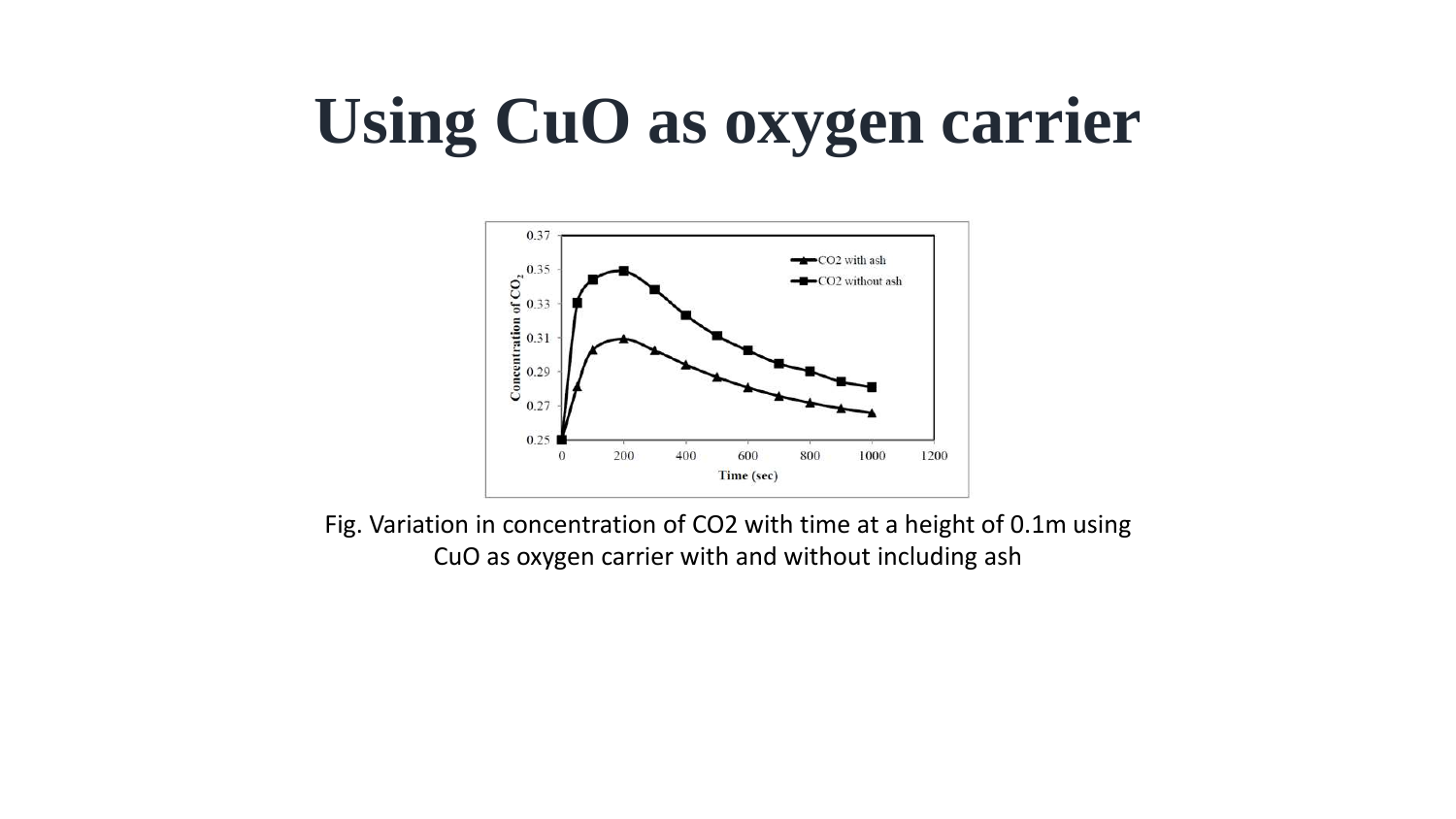# Using CuO as oxygen carrier

Fig. Variation in concentration of $CO_2$ with time at a height of 0.1m using CuO as oxygen carrier with and without including ash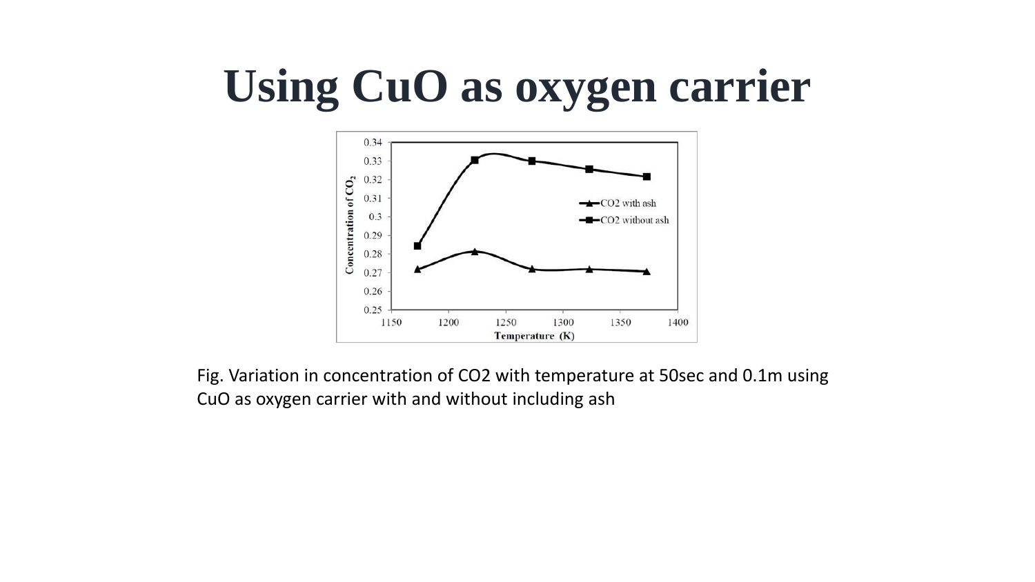# Using CuO as oxygen carrier

Fig. Variation in concentration of $CO_2$ with temperature at 50sec and 0.1m using CuO as oxygen carrier with and without including ash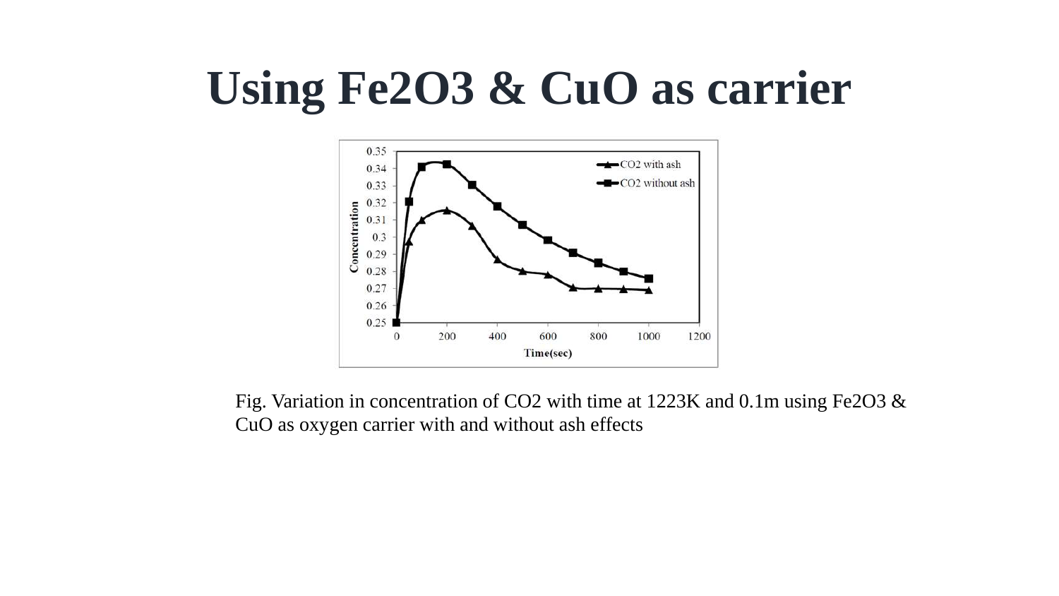# Using $Fe_2O_3$ & $CuO$ as carrier

Fig. Variation in concentration of $CO_2$ with time at 1223K and 0.1m using $Fe_2O_3$ & $CuO$ as oxygen carrier with and without ash effects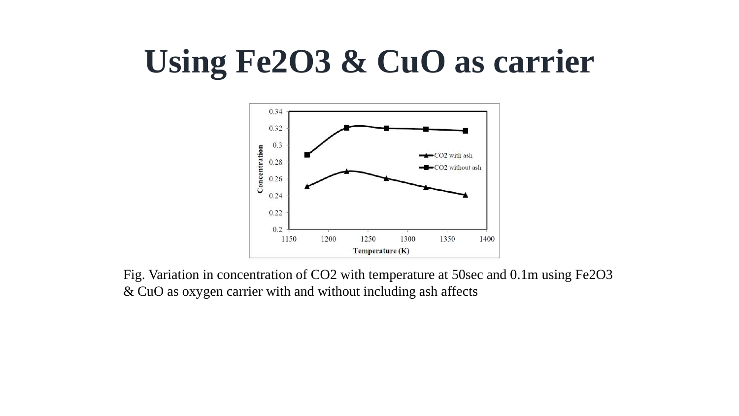# Using $Fe_2O_3$ & CuO as carrier

Fig. Variation in concentration of $CO_2$ with temperature at 50sec and 0.1m using $Fe_2O_3$ & CuO as oxygen carrier with and without including ash affects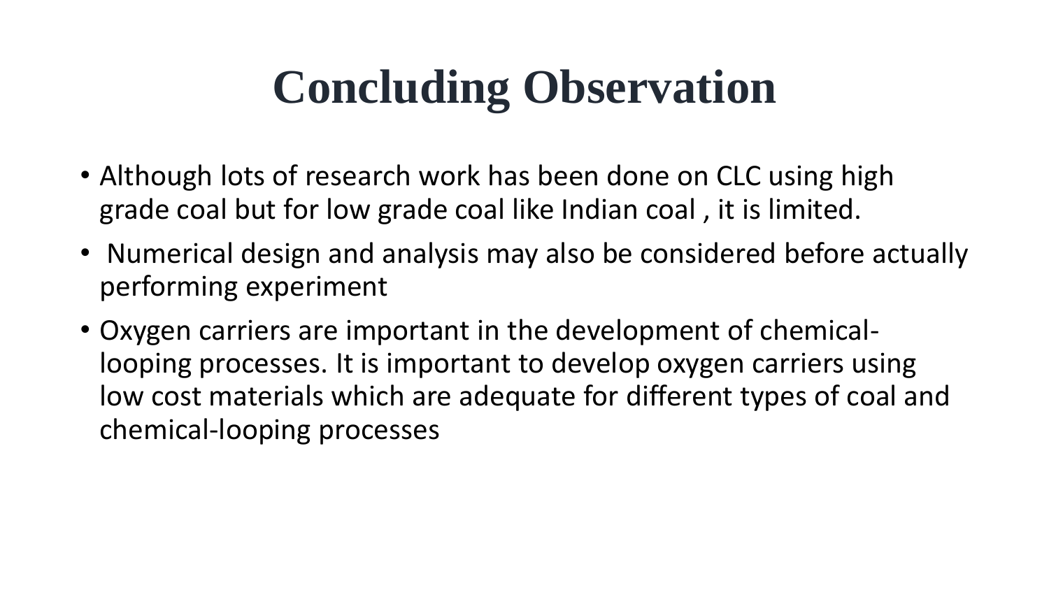# Concluding Observation

- Although lots of research work has been done on CLC using high grade coal but for low grade coal like Indian coal , it is limited.
- Numerical design and analysis may also be considered before actually performing experiment
- Oxygen carriers are important in the development of chemical-looping processes. It is important to develop oxygen carriers using low cost materials which are adequate for different types of coal and chemical-looping processes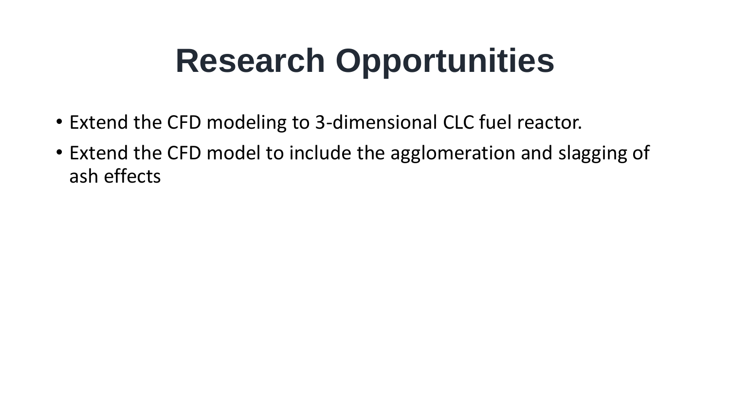# Research Opportunities

- Extend the CFD modeling to 3-dimensional CLC fuel reactor.
- Extend the CFD model to include the agglomeration and slagging of ash effects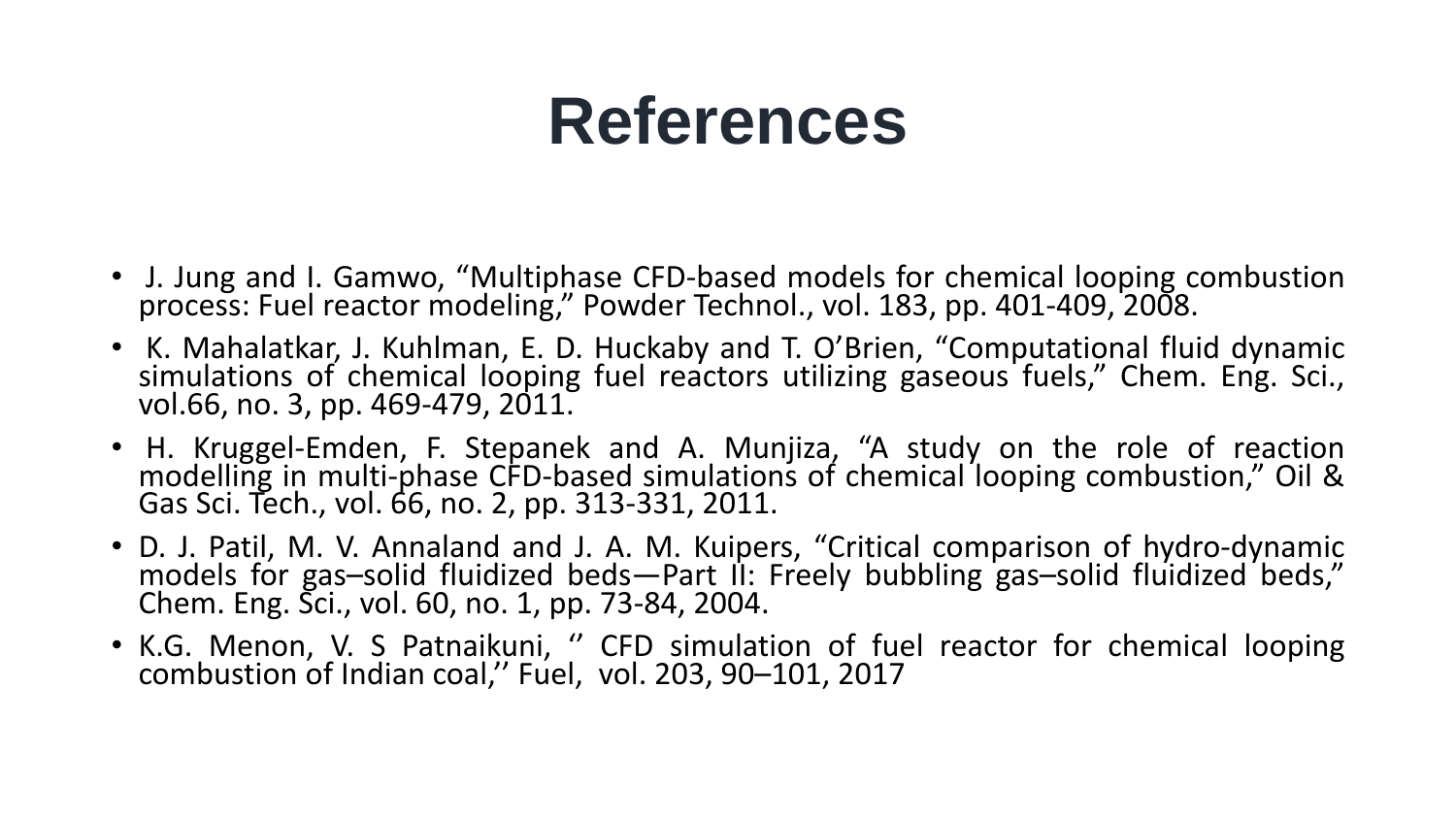# References

- J. Jung and I. Gamwo, “Multiphase CFD-based models for chemical looping combustion process: Fuel reactor modeling,” Powder Technol., vol. 183, pp. 401-409, 2008.
- K. Mahalatkar, J. Kuhlman, E. D. Huckaby and T. O’Brien, “Computational fluid dynamic simulations of chemical looping fuel reactors utilizing gaseous fuels,” Chem. Eng. Sci., vol.66, no. 3, pp. 469-479, 2011.
- H. Kruggel-Emden, F. Stepanek and A. Munjiza, “A study on the role of reaction modelling in multi-phase CFD-based simulations of chemical looping combustion,” Oil & Gas Sci. Tech., vol. 66, no. 2, pp. 313-331, 2011.
- D. J. Patil, M. V. Annaland and J. A. M. Kuipers, “Critical comparison of hydro-dynamic models for gas–solid fluidized beds—Part II: Freely bubbling gas–solid fluidized beds,” Chem. Eng. Sci., vol. 60, no. 1, pp. 73-84, 2004.
- K.G. Menon, V. S Patnaikuni, ‘’ CFD simulation of fuel reactor for chemical looping combustion of Indian coal,’’ Fuel, vol. 203, 90–101, 2017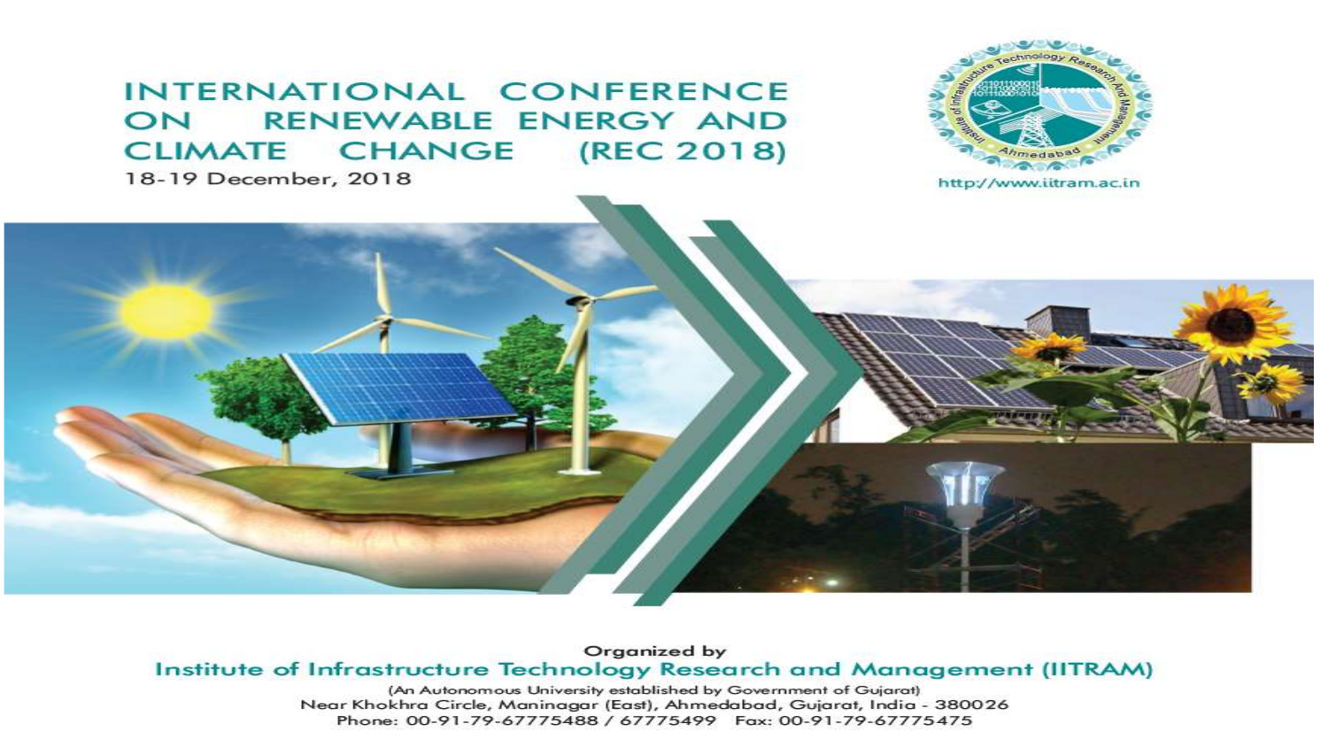# INTERNATIONAL CONFERENCE ON RENEWABLE ENERGY AND CLIMATE CHANGE (REC 2018)

18-19 December, 2018

http://www.iitram.ac.in

Organized by

**Institute of Infrastructure Technology Research and Management (IITRAM)**

(An Autonomous University established by Government of Gujarat)

Near Khokhra Circle, Maninagar (East), Ahmedabad, Gujarat, India - 380026

Phone: 00-91-79-67775488 / 67775499 Fax: 00-91-79-67775475